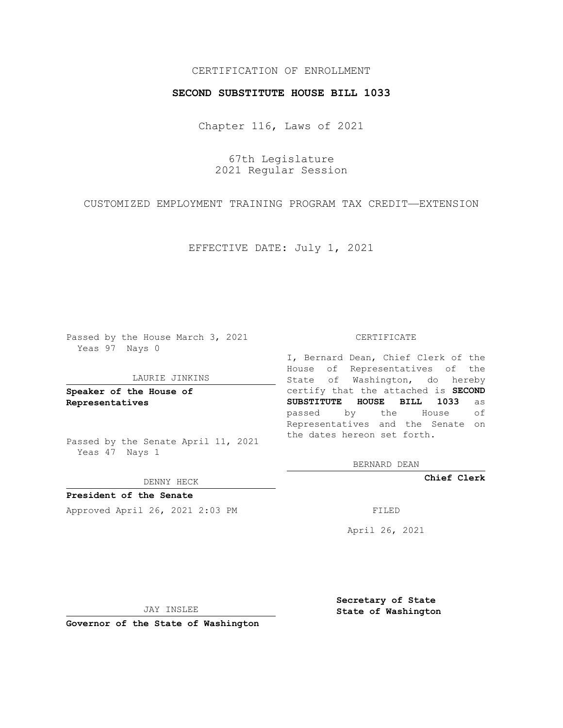CERTIFICATION OF ENROLLMENT

**SECOND SUBSTITUTE HOUSE BILL 1033**

Chapter 116, Laws of 2021

67th Legislature
2021 Regular Session

CUSTOMIZED EMPLOYMENT TRAINING PROGRAM TAX CREDIT—EXTENSION

EFFECTIVE DATE: July 1, 2021

Passed by the House March 3, 2021
Yeas 97 Nays 0

LAURIE JINKINS

**Speaker of the House of Representatives**

Passed by the Senate April 11, 2021
Yeas 47 Nays 1

DENNY HECK

**President of the Senate**

Approved April 26, 2021 2:03 PM

JAY INSLEE

**Governor of the State of Washington**

CERTIFICATE

I, Bernard Dean, Chief Clerk of the House of Representatives of the State of Washington, do hereby certify that the attached is **SECOND SUBSTITUTE HOUSE BILL 1033** as passed by the House of Representatives and the Senate on the dates hereon set forth.

BERNARD DEAN

**Chief Clerk**

FILED

April 26, 2021

**Secretary of State**
**State of Washington**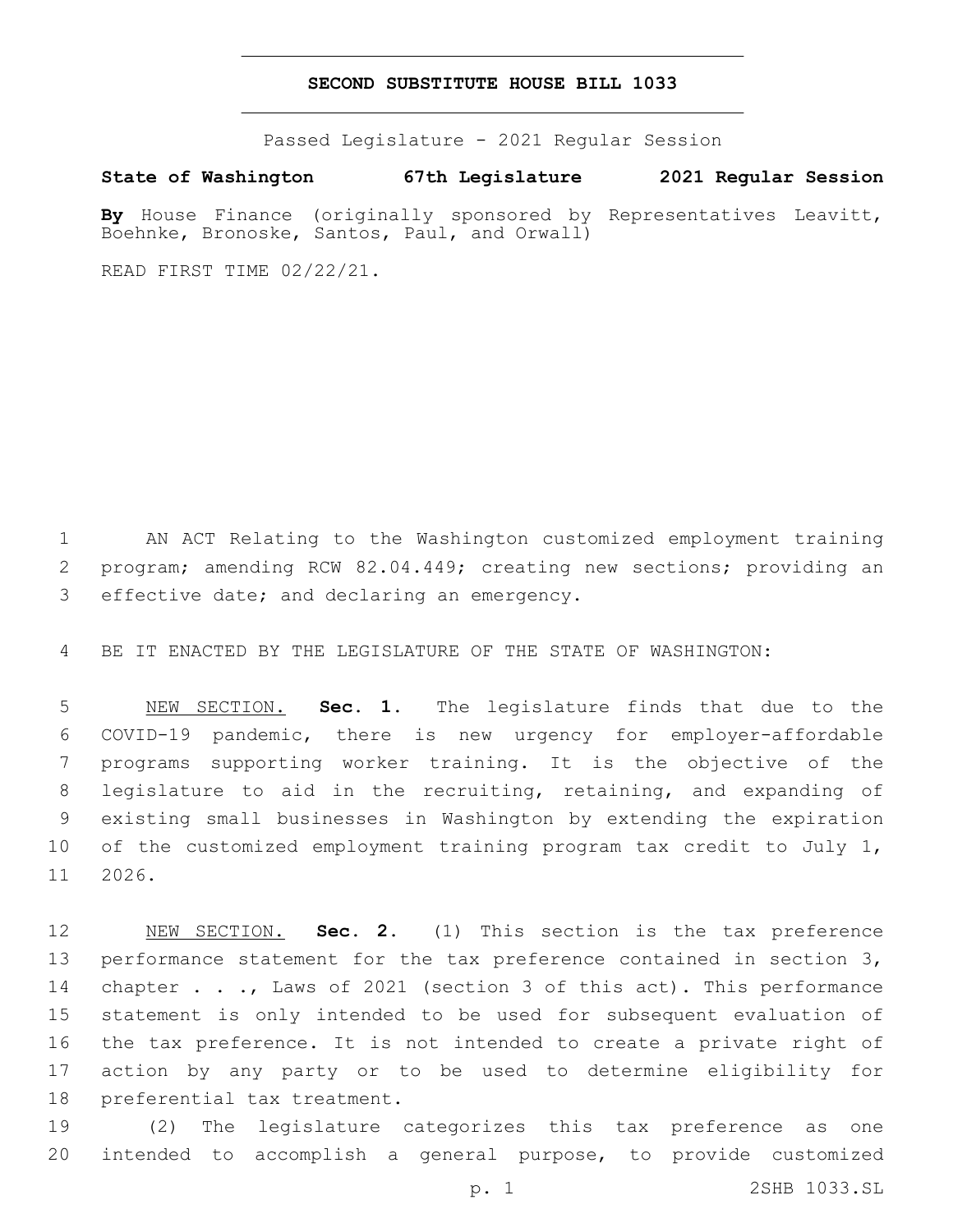# SECOND SUBSTITUTE HOUSE BILL 1033

Passed Legislature - 2021 Regular Session

**State of Washington 67th Legislature 2021 Regular Session**

**By** House Finance (originally sponsored by Representatives Leavitt, Boehnke, Bronoske, Santos, Paul, and Orwall)

READ FIRST TIME 02/22/21.

AN ACT Relating to the Washington customized employment training program; amending RCW 82.04.449; creating new sections; providing an effective date; and declaring an emergency.

BE IT ENACTED BY THE LEGISLATURE OF THE STATE OF WASHINGTON:

NEW SECTION. **Sec. 1.** The legislature finds that due to the COVID-19 pandemic, there is new urgency for employer-affordable programs supporting worker training. It is the objective of the legislature to aid in the recruiting, retaining, and expanding of existing small businesses in Washington by extending the expiration of the customized employment training program tax credit to July 1, 2026.

NEW SECTION. **Sec. 2.** (1) This section is the tax preference performance statement for the tax preference contained in section 3, chapter . . ., Laws of 2021 (section 3 of this act). This performance statement is only intended to be used for subsequent evaluation of the tax preference. It is not intended to create a private right of action by any party or to be used to determine eligibility for preferential tax treatment.

(2) The legislature categorizes this tax preference as one intended to accomplish a general purpose, to provide customized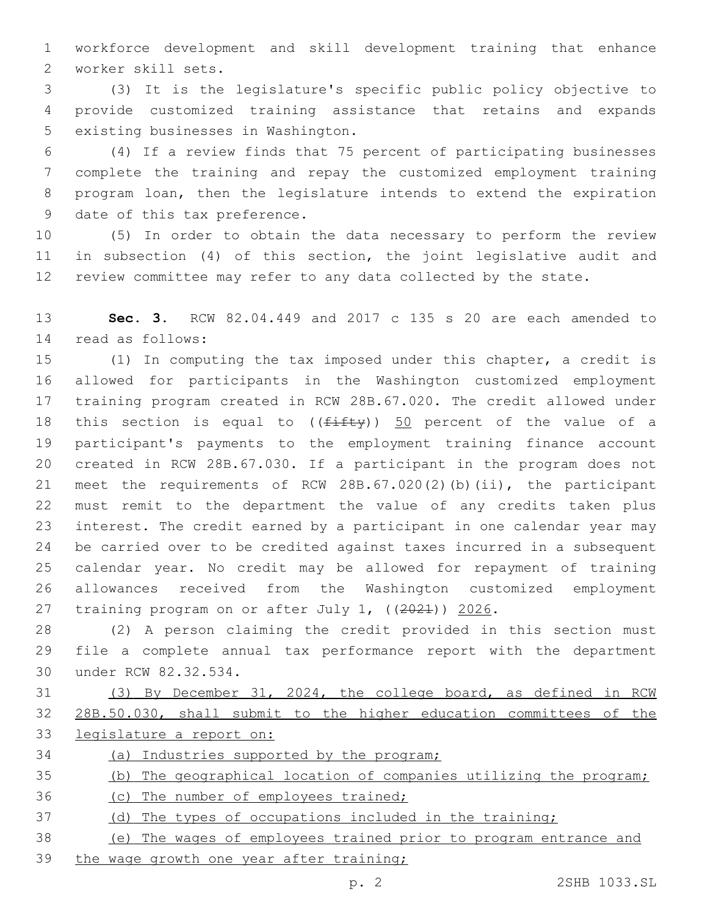workforce development and skill development training that enhance worker skill sets.

(3) It is the legislature's specific public policy objective to provide customized training assistance that retains and expands existing businesses in Washington.

(4) If a review finds that 75 percent of participating businesses complete the training and repay the customized employment training program loan, then the legislature intends to extend the expiration date of this tax preference.

(5) In order to obtain the data necessary to perform the review in subsection (4) of this section, the joint legislative audit and review committee may refer to any data collected by the state.

**Sec. 3.** RCW 82.04.449 and 2017 c 135 s 20 are each amended to read as follows:

(1) In computing the tax imposed under this chapter, a credit is allowed for participants in the Washington customized employment training program created in RCW 28B.67.020. The credit allowed under this section is equal to ((~~fifty~~)) <u>50</u> percent of the value of a participant's payments to the employment training finance account created in RCW 28B.67.030. If a participant in the program does not meet the requirements of RCW 28B.67.020(2)(b)(ii), the participant must remit to the department the value of any credits taken plus interest. The credit earned by a participant in one calendar year may be carried over to be credited against taxes incurred in a subsequent calendar year. No credit may be allowed for repayment of training allowances received from the Washington customized employment training program on or after July 1, ((~~2021~~)) <u>2026</u>.

(2) A person claiming the credit provided in this section must file a complete annual tax performance report with the department under RCW 82.32.534.

<u>(3) By December 31, 2024, the college board, as defined in RCW 28B.50.030, shall submit to the higher education committees of the legislature a report on:</u>

<u>(a) Industries supported by the program;</u>

<u>(b) The geographical location of companies utilizing the program;</u>

<u>(c) The number of employees trained;</u>

<u>(d) The types of occupations included in the training;</u>

<u>(e) The wages of employees trained prior to program entrance and the wage growth one year after training;</u>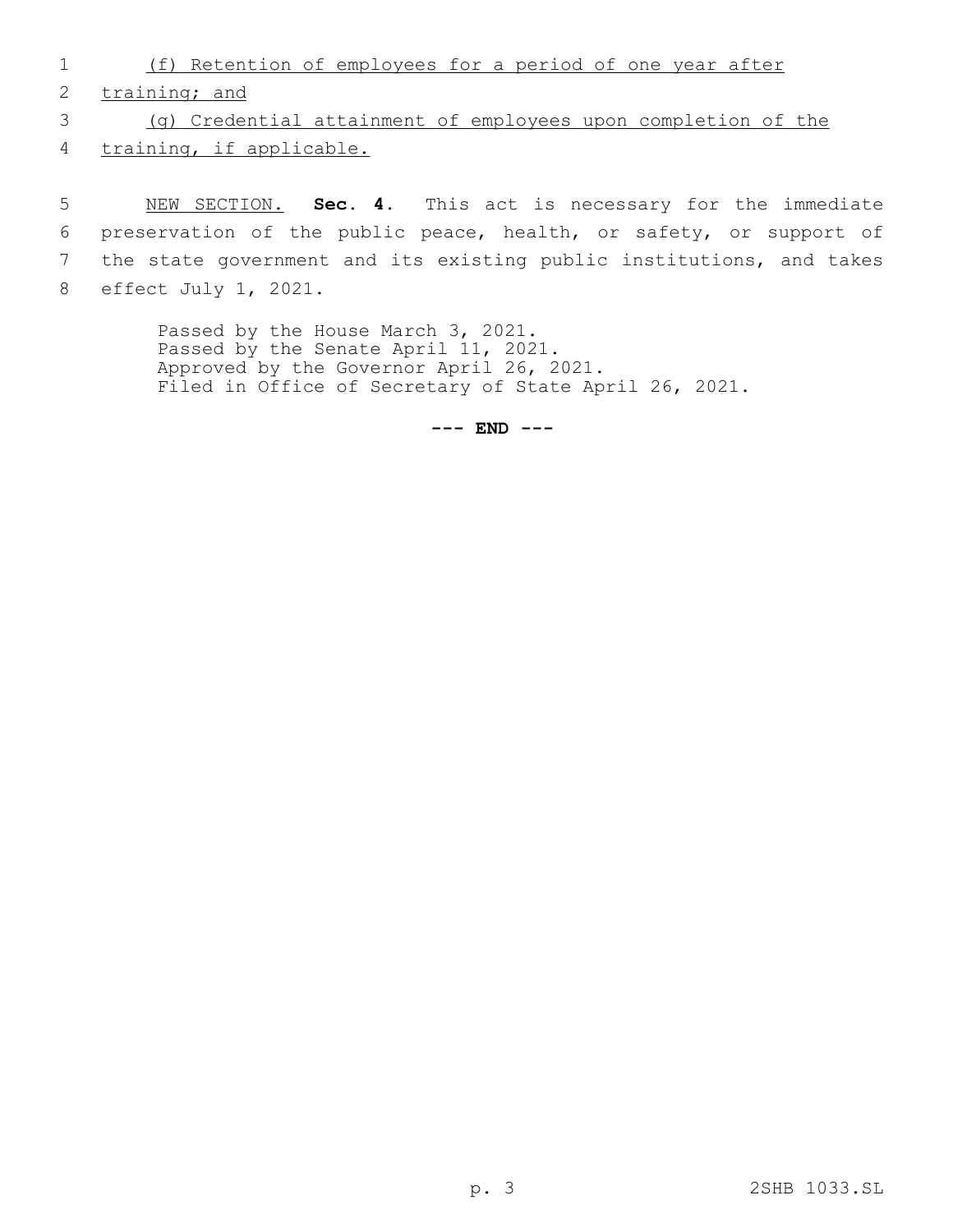(f) Retention of employees for a period of one year after training; and

(g) Credential attainment of employees upon completion of the training, if applicable.

NEW SECTION. **Sec. 4.** This act is necessary for the immediate preservation of the public peace, health, or safety, or support of the state government and its existing public institutions, and takes effect July 1, 2021.

Passed by the House March 3, 2021.
Passed by the Senate April 11, 2021.
Approved by the Governor April 26, 2021.
Filed in Office of Secretary of State April 26, 2021.

**--- END ---**